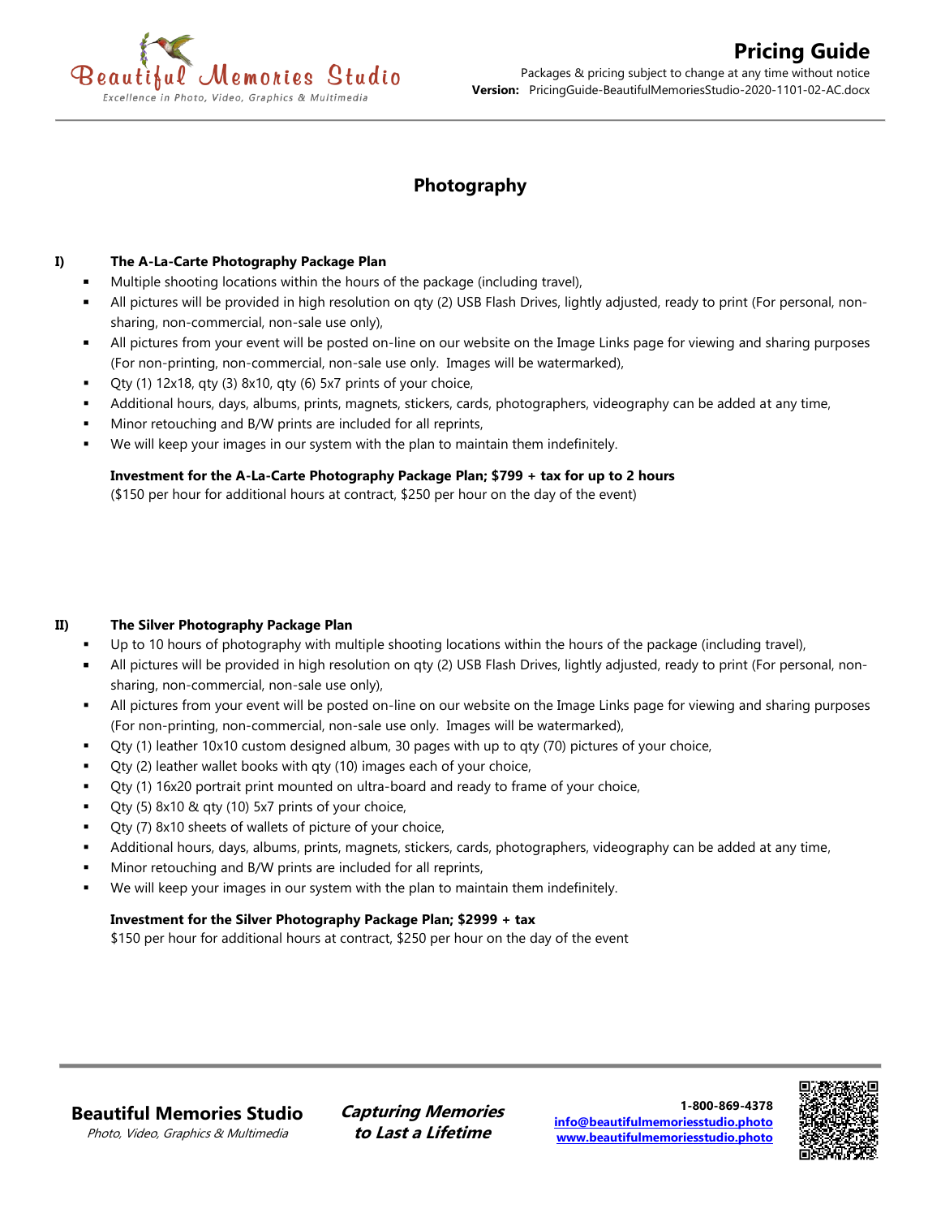# Photography

## I) The A-La-Carte Photography Package Plan

- Multiple shooting locations within the hours of the package (including travel),
- All pictures will be provided in high resolution on qty (2) USB Flash Drives, lightly adjusted, ready to print (For personal, non-sharing, non-commercial, non-sale use only),
- All pictures from your event will be posted on-line on our website on the Image Links page for viewing and sharing purposes (For non-printing, non-commercial, non-sale use only. Images will be watermarked),
- Qty (1) 12x18, qty (3) 8x10, qty (6) 5x7 prints of your choice,
- Additional hours, days, albums, prints, magnets, stickers, cards, photographers, videography can be added at any time,
- Minor retouching and B/W prints are included for all reprints,
- We will keep your images in our system with the plan to maintain them indefinitely.

**Investment for the A-La-Carte Photography Package Plan; $799 + tax for up to 2 hours**
($150 per hour for additional hours at contract, $250 per hour on the day of the event)

## II) The Silver Photography Package Plan

- Up to 10 hours of photography with multiple shooting locations within the hours of the package (including travel),
- All pictures will be provided in high resolution on qty (2) USB Flash Drives, lightly adjusted, ready to print (For personal, non-sharing, non-commercial, non-sale use only),
- All pictures from your event will be posted on-line on our website on the Image Links page for viewing and sharing purposes (For non-printing, non-commercial, non-sale use only. Images will be watermarked),
- Qty (1) leather 10x10 custom designed album, 30 pages with up to qty (70) pictures of your choice,
- Qty (2) leather wallet books with qty (10) images each of your choice,
- Qty (1) 16x20 portrait print mounted on ultra-board and ready to frame of your choice,
- Qty (5) 8x10 & qty (10) 5x7 prints of your choice,
- Qty (7) 8x10 sheets of wallets of picture of your choice,
- Additional hours, days, albums, prints, magnets, stickers, cards, photographers, videography can be added at any time,
- Minor retouching and B/W prints are included for all reprints,
- We will keep your images in our system with the plan to maintain them indefinitely.

**Investment for the Silver Photography Package Plan; $2999 + tax**
$150 per hour for additional hours at contract, $250 per hour on the day of the event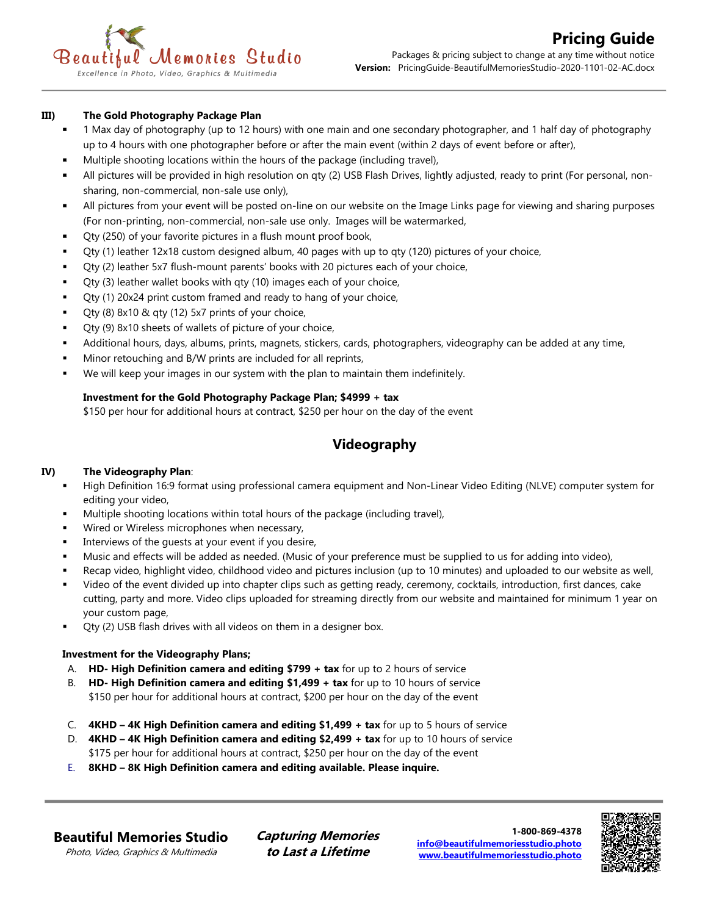**III) The Gold Photography Package Plan**

- 1 Max day of photography (up to 12 hours) with one main and one secondary photographer, and 1 half day of photography up to 4 hours with one photographer before or after the main event (within 2 days of event before or after),
- Multiple shooting locations within the hours of the package (including travel),
- All pictures will be provided in high resolution on qty (2) USB Flash Drives, lightly adjusted, ready to print (For personal, non-sharing, non-commercial, non-sale use only),
- All pictures from your event will be posted on-line on our website on the Image Links page for viewing and sharing purposes (For non-printing, non-commercial, non-sale use only. Images will be watermarked,
- Qty (250) of your favorite pictures in a flush mount proof book,
- Qty (1) leather 12x18 custom designed album, 40 pages with up to qty (120) pictures of your choice,
- Qty (2) leather 5x7 flush-mount parents' books with 20 pictures each of your choice,
- Qty (3) leather wallet books with qty (10) images each of your choice,
- Qty (1) 20x24 print custom framed and ready to hang of your choice,
- Qty (8) 8x10 & qty (12) 5x7 prints of your choice,
- Qty (9) 8x10 sheets of wallets of picture of your choice,
- Additional hours, days, albums, prints, magnets, stickers, cards, photographers, videography can be added at any time,
- Minor retouching and B/W prints are included for all reprints,
- We will keep your images in our system with the plan to maintain them indefinitely.

**Investment for the Gold Photography Package Plan; $4999 + tax**
$150 per hour for additional hours at contract, $250 per hour on the day of the event

## Videography

**IV) The Videography Plan**:

- High Definition 16:9 format using professional camera equipment and Non-Linear Video Editing (NLVE) computer system for editing your video,
- Multiple shooting locations within total hours of the package (including travel),
- Wired or Wireless microphones when necessary,
- Interviews of the guests at your event if you desire,
- Music and effects will be added as needed. (Music of your preference must be supplied to us for adding into video),
- Recap video, highlight video, childhood video and pictures inclusion (up to 10 minutes) and uploaded to our website as well,
- Video of the event divided up into chapter clips such as getting ready, ceremony, cocktails, introduction, first dances, cake cutting, party and more. Video clips uploaded for streaming directly from our website and maintained for minimum 1 year on your custom page,
- Qty (2) USB flash drives with all videos on them in a designer box.

**Investment for the Videography Plans;**

A. **HD- High Definition camera and editing $799 + tax** for up to 2 hours of service
B. **HD- High Definition camera and editing $1,499 + tax** for up to 10 hours of service
$150 per hour for additional hours at contract, $200 per hour on the day of the event

C. **4KHD – 4K High Definition camera and editing $1,499 + tax** for up to 5 hours of service
D. **4KHD – 4K High Definition camera and editing $2,499 + tax** for up to 10 hours of service
$175 per hour for additional hours at contract, $250 per hour on the day of the event
E. **8KHD – 8K High Definition camera and editing available. Please inquire.**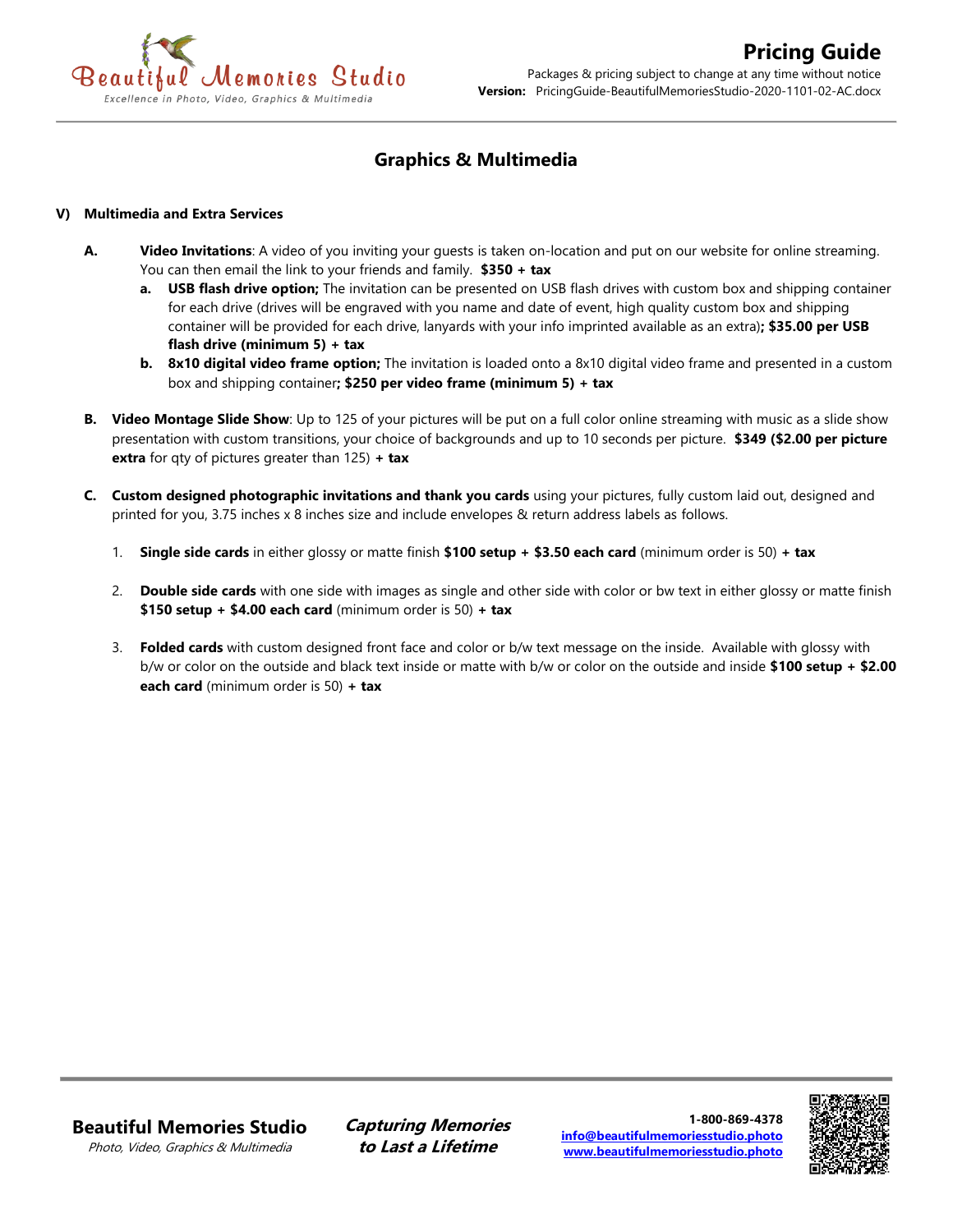## Graphics & Multimedia

**V) Multimedia and Extra Services**

**A. Video Invitations**: A video of you inviting your guests is taken on-location and put on our website for online streaming. You can then email the link to your friends and family. **$350 + tax**

   **a. USB flash drive option;** The invitation can be presented on USB flash drives with custom box and shipping container for each drive (drives will be engraved with you name and date of event, high quality custom box and shipping container will be provided for each drive, lanyards with your info imprinted available as an extra)**; $35.00 per USB flash drive (minimum 5) + tax**

   **b. 8x10 digital video frame option;** The invitation is loaded onto a 8x10 digital video frame and presented in a custom box and shipping container**; $250 per video frame (minimum 5) + tax**

**B. Video Montage Slide Show**: Up to 125 of your pictures will be put on a full color online streaming with music as a slide show presentation with custom transitions, your choice of backgrounds and up to 10 seconds per picture. **$349 ($2.00 per picture extra** for qty of pictures greater than 125) **+ tax**

**C. Custom designed photographic invitations and thank you cards** using your pictures, fully custom laid out, designed and printed for you, 3.75 inches x 8 inches size and include envelopes & return address labels as follows.

1. **Single side cards** in either glossy or matte finish **$100 setup + $3.50 each card** (minimum order is 50) **+ tax**

2. **Double side cards** with one side with images as single and other side with color or bw text in either glossy or matte finish **$150 setup + $4.00 each card** (minimum order is 50) **+ tax**

3. **Folded cards** with custom designed front face and color or b/w text message on the inside. Available with glossy with b/w or color on the outside and black text inside or matte with b/w or color on the outside and inside **$100 setup + $2.00 each card** (minimum order is 50) **+ tax**